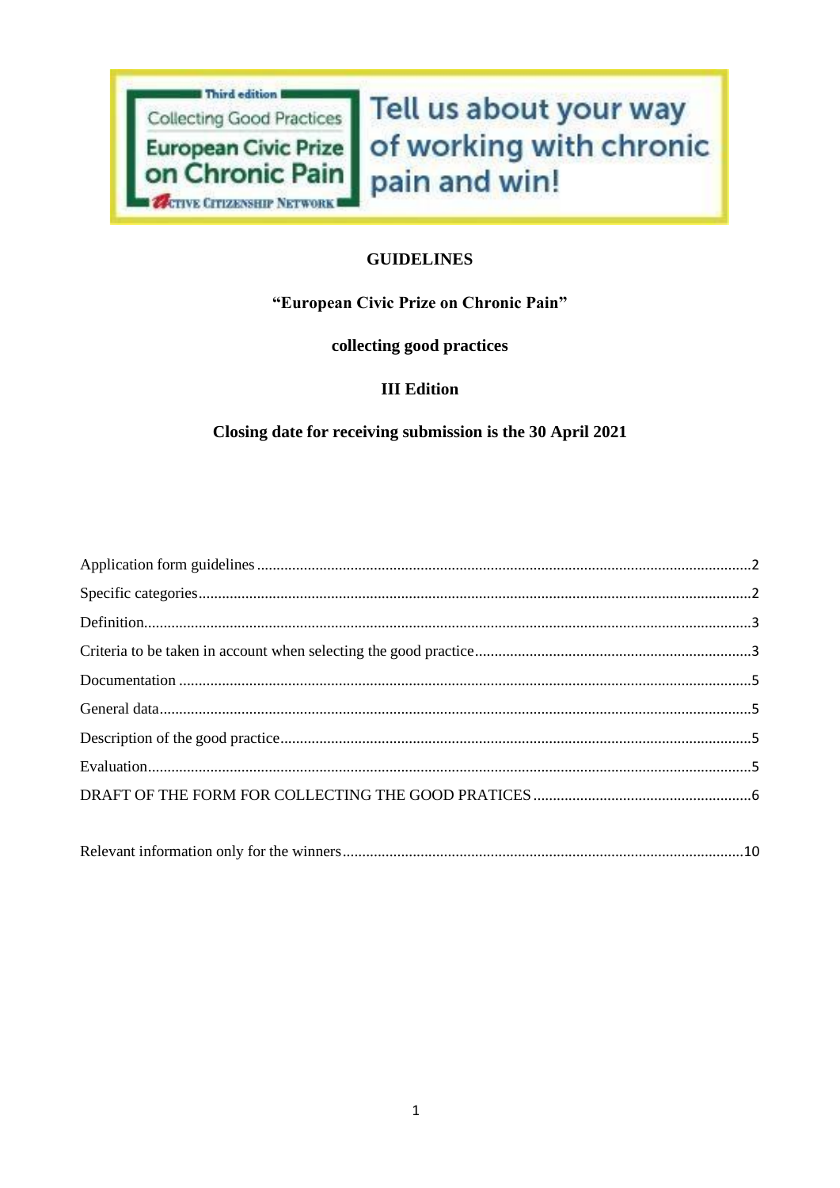Third edition

Collecting Good Practices

European Civic Prize on Chronic Pain

Active Citizenship Network

Tell us about your way of working with chronic pain and win!

# GUIDELINES

## "European Civic Prize on Chronic Pain"

## collecting good practices

## III Edition

## Closing date for receiving submission is the 30 April 2021

- Application form guidelines ............ 2
- Specific categories ............ 2
- Definition ............ 3
- Criteria to be taken in account when selecting the good practice ............ 3
- Documentation ............ 5
- General data ............ 5
- Description of the good practice ............ 5
- Evaluation ............ 5
- DRAFT OF THE FORM FOR COLLECTING THE GOOD PRATICES ............ 6

- Relevant information only for the winners ............ 10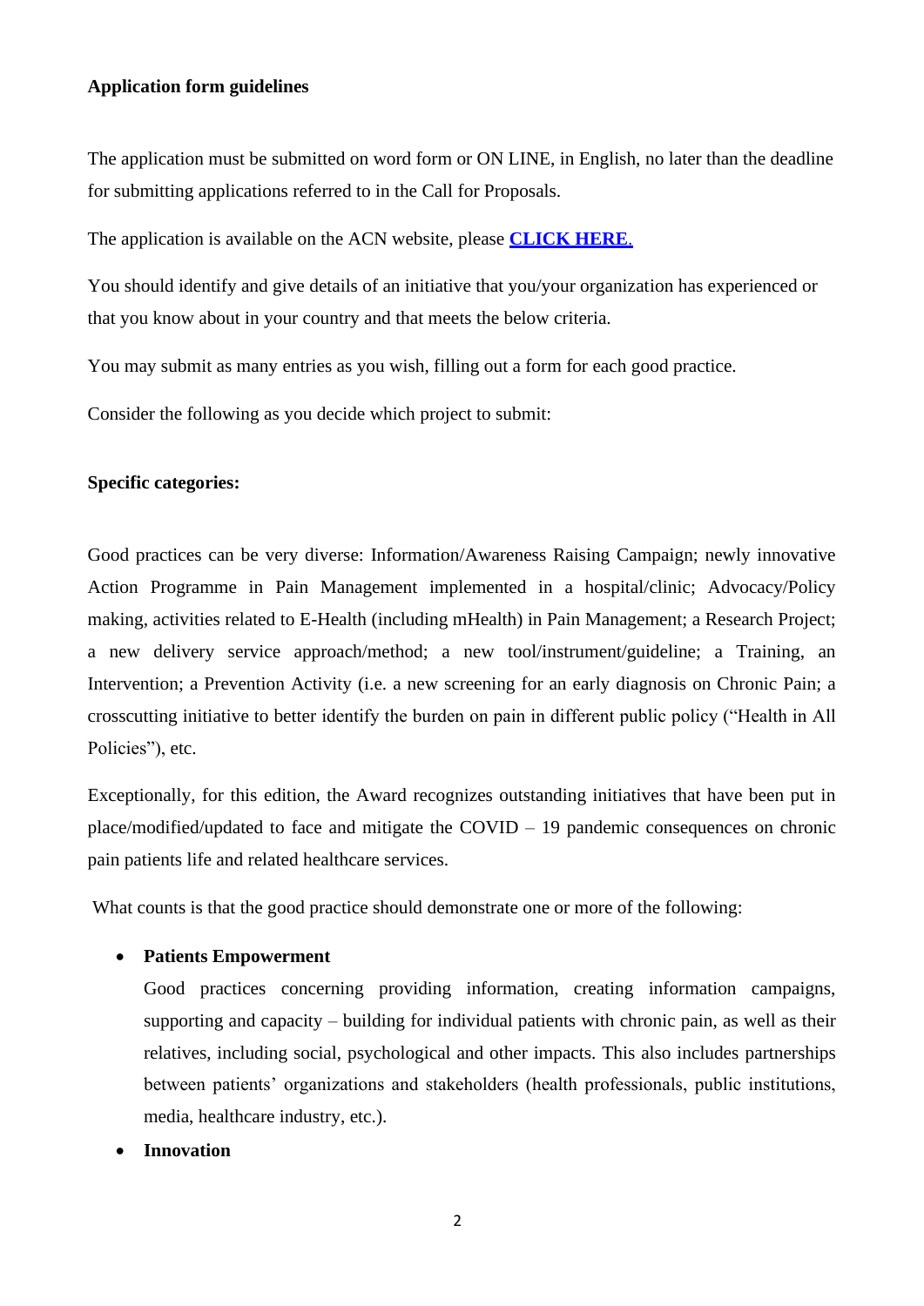**Application form guidelines**

The application must be submitted on word form or ON LINE, in English, no later than the deadline for submitting applications referred to in the Call for Proposals.

The application is available on the ACN website, please **CLICK HERE**.

You should identify and give details of an initiative that you/your organization has experienced or that you know about in your country and that meets the below criteria.

You may submit as many entries as you wish, filling out a form for each good practice.

Consider the following as you decide which project to submit:

**Specific categories:**

Good practices can be very diverse: Information/Awareness Raising Campaign; newly innovative Action Programme in Pain Management implemented in a hospital/clinic; Advocacy/Policy making, activities related to E-Health (including mHealth) in Pain Management; a Research Project; a new delivery service approach/method; a new tool/instrument/guideline; a Training, an Intervention; a Prevention Activity (i.e. a new screening for an early diagnosis on Chronic Pain; a crosscutting initiative to better identify the burden on pain in different public policy ("Health in All Policies"), etc.

Exceptionally, for this edition, the Award recognizes outstanding initiatives that have been put in place/modified/updated to face and mitigate the COVID – 19 pandemic consequences on chronic pain patients life and related healthcare services.

What counts is that the good practice should demonstrate one or more of the following:

- **Patients Empowerment**

  Good practices concerning providing information, creating information campaigns, supporting and capacity – building for individual patients with chronic pain, as well as their relatives, including social, psychological and other impacts. This also includes partnerships between patients' organizations and stakeholders (health professionals, public institutions, media, healthcare industry, etc.).

- **Innovation**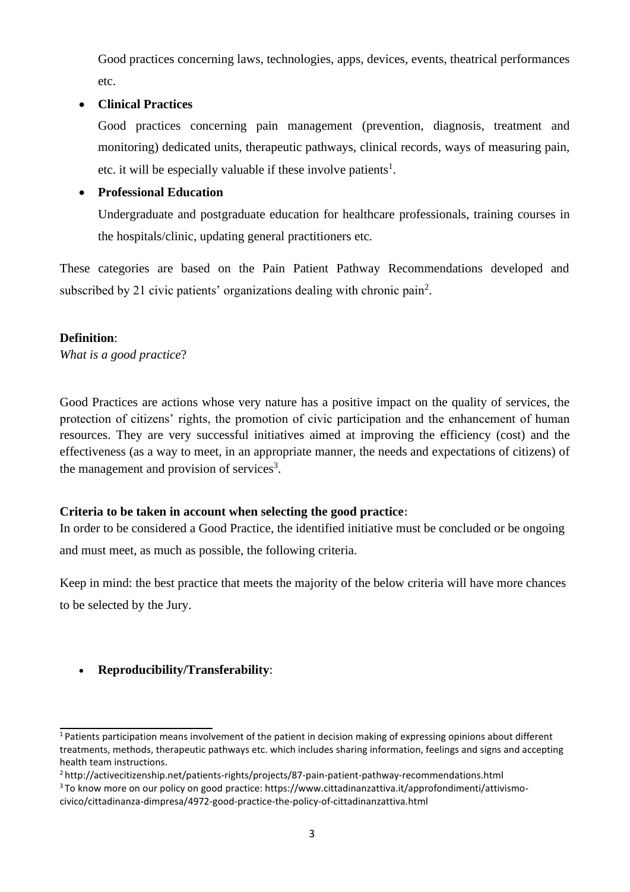Good practices concerning laws, technologies, apps, devices, events, theatrical performances etc.

- **Clinical Practices**

  Good practices concerning pain management (prevention, diagnosis, treatment and monitoring) dedicated units, therapeutic pathways, clinical records, ways of measuring pain, etc. it will be especially valuable if these involve patients[1].

- **Professional Education**

  Undergraduate and postgraduate education for healthcare professionals, training courses in the hospitals/clinic, updating general practitioners etc.

These categories are based on the Pain Patient Pathway Recommendations developed and subscribed by 21 civic patients' organizations dealing with chronic pain[2].

**Definition**:
*What is a good practice*?

Good Practices are actions whose very nature has a positive impact on the quality of services, the protection of citizens' rights, the promotion of civic participation and the enhancement of human resources. They are very successful initiatives aimed at improving the efficiency (cost) and the effectiveness (as a way to meet, in an appropriate manner, the needs and expectations of citizens) of the management and provision of services[3].

**Criteria to be taken in account when selecting the good practice:**
In order to be considered a Good Practice, the identified initiative must be concluded or be ongoing and must meet, as much as possible, the following criteria.

Keep in mind: the best practice that meets the majority of the below criteria will have more chances to be selected by the Jury.

- **Reproducibility/Transferability**:

---

[1] Patients participation means involvement of the patient in decision making of expressing opinions about different treatments, methods, therapeutic pathways etc. which includes sharing information, feelings and signs and accepting health team instructions.

[2] http://activecitizenship.net/patients-rights/projects/87-pain-patient-pathway-recommendations.html

[3] To know more on our policy on good practice: https://www.cittadinanzattiva.it/approfondimenti/attivismo-civico/cittadinanza-dimpresa/4972-good-practice-the-policy-of-cittadinanzattiva.html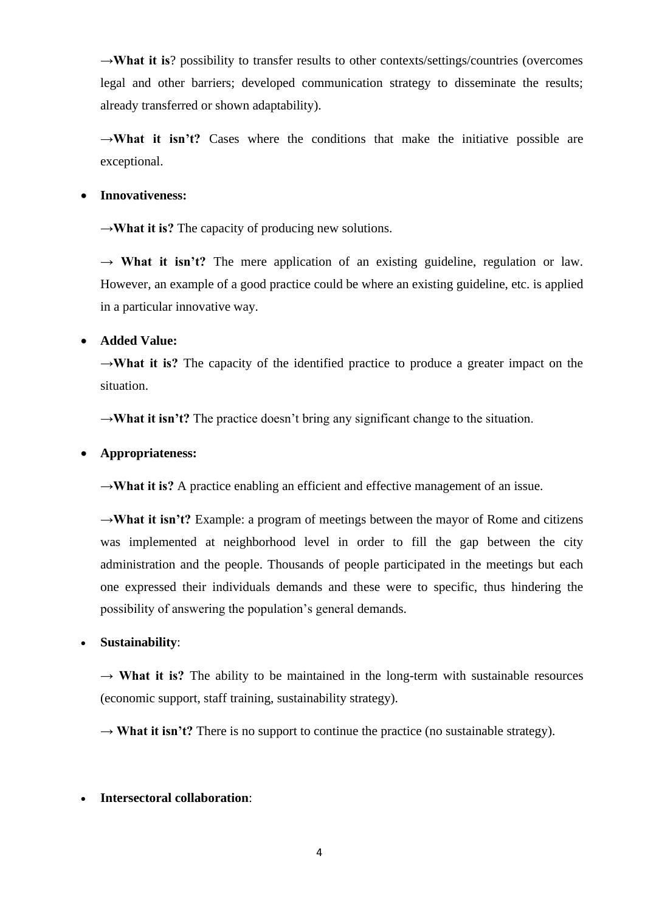→**What it is**? possibility to transfer results to other contexts/settings/countries (overcomes legal and other barriers; developed communication strategy to disseminate the results; already transferred or shown adaptability).

→**What it isn't?** Cases where the conditions that make the initiative possible are exceptional.

- **Innovativeness:**

  →**What it is?** The capacity of producing new solutions.

  → **What it isn't?** The mere application of an existing guideline, regulation or law. However, an example of a good practice could be where an existing guideline, etc. is applied in a particular innovative way.

- **Added Value:**

  →**What it is?** The capacity of the identified practice to produce a greater impact on the situation.

  →**What it isn't?** The practice doesn't bring any significant change to the situation.

- **Appropriateness:**

  →**What it is?** A practice enabling an efficient and effective management of an issue.

  →**What it isn't?** Example: a program of meetings between the mayor of Rome and citizens was implemented at neighborhood level in order to fill the gap between the city administration and the people. Thousands of people participated in the meetings but each one expressed their individuals demands and these were to specific, thus hindering the possibility of answering the population's general demands.

- **Sustainability**:

  → **What it is?** The ability to be maintained in the long-term with sustainable resources (economic support, staff training, sustainability strategy).

  → **What it isn't?** There is no support to continue the practice (no sustainable strategy).

- **Intersectoral collaboration**: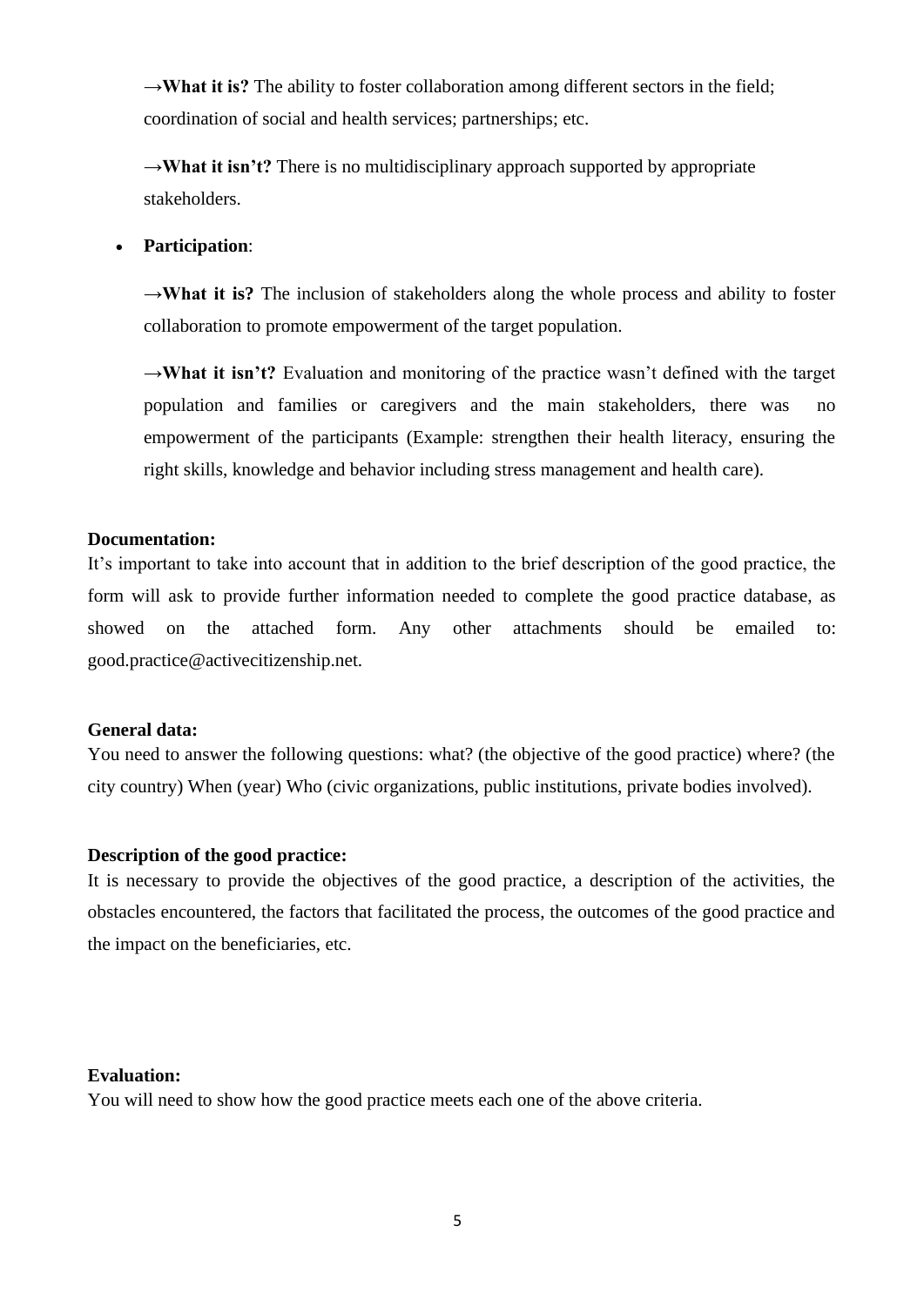→**What it is?** The ability to foster collaboration among different sectors in the field; coordination of social and health services; partnerships; etc.

→**What it isn't?** There is no multidisciplinary approach supported by appropriate stakeholders.

- **Participation**:

  →**What it is?** The inclusion of stakeholders along the whole process and ability to foster collaboration to promote empowerment of the target population.

  →**What it isn't?** Evaluation and monitoring of the practice wasn't defined with the target population and families or caregivers and the main stakeholders, there was no empowerment of the participants (Example: strengthen their health literacy, ensuring the right skills, knowledge and behavior including stress management and health care).

**Documentation:**
It's important to take into account that in addition to the brief description of the good practice, the form will ask to provide further information needed to complete the good practice database, as showed on the attached form. Any other attachments should be emailed to: good.practice@activecitizenship.net.

**General data:**
You need to answer the following questions: what? (the objective of the good practice) where? (the city country) When (year) Who (civic organizations, public institutions, private bodies involved).

**Description of the good practice:**
It is necessary to provide the objectives of the good practice, a description of the activities, the obstacles encountered, the factors that facilitated the process, the outcomes of the good practice and the impact on the beneficiaries, etc.

**Evaluation:**
You will need to show how the good practice meets each one of the above criteria.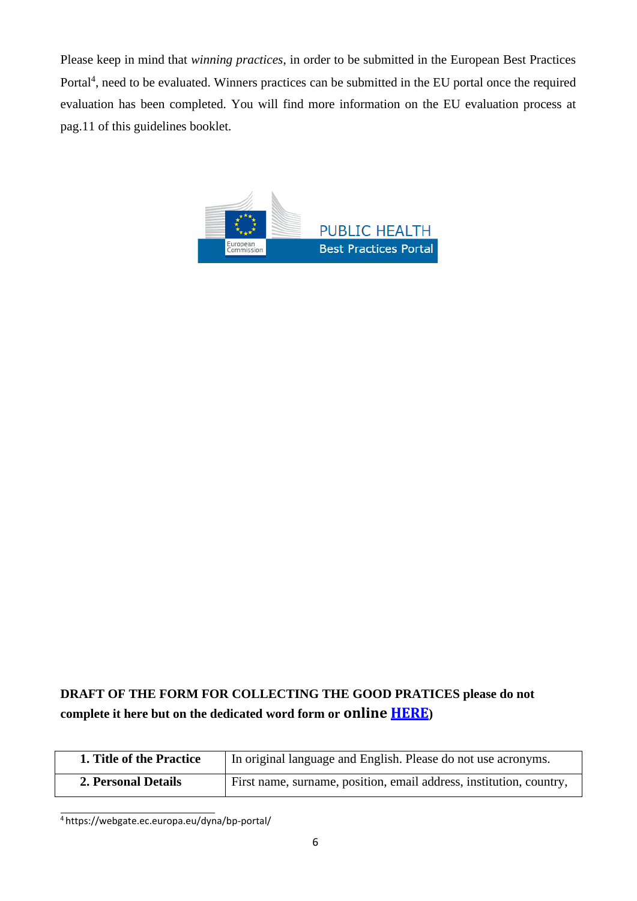Please keep in mind that *winning practices*, in order to be submitted in the European Best Practices Portal[4], need to be evaluated. Winners practices can be submitted in the EU portal once the required evaluation has been completed. You will find more information on the EU evaluation process at pag.11 of this guidelines booklet.

**DRAFT OF THE FORM FOR COLLECTING THE GOOD PRATICES please do not complete it here but on the dedicated word form or online [HERE])**

| **1. Title of the Practice** | In original language and English. Please do not use acronyms. |
|---|---|
| **2. Personal Details** | First name, surname, position, email address, institution, country, |

[4] https://webgate.ec.europa.eu/dyna/bp-portal/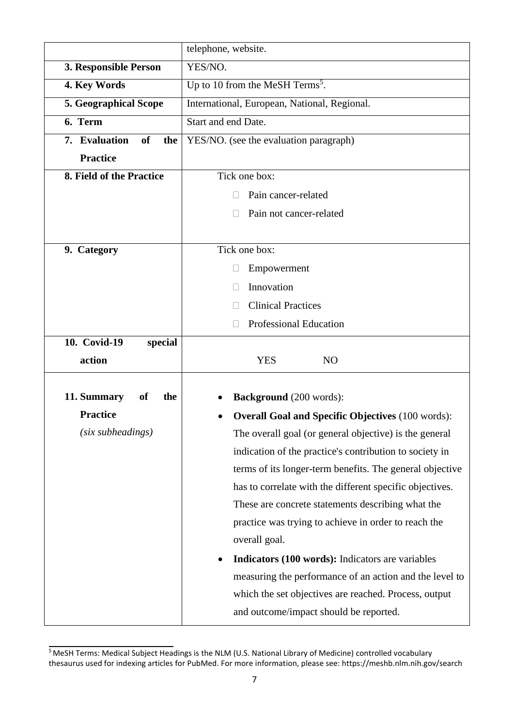| | |
|---|---|
| | telephone, website. |
| **3. Responsible Person** | YES/NO. |
| **4. Key Words** | Up to 10 from the MeSH Terms[5]. |
| **5. Geographical Scope** | International, European, National, Regional. |
| **6. Term** | Start and end Date. |
| **7. Evaluation of the Practice** | YES/NO. (see the evaluation paragraph) |
| **8. Field of the Practice** | Tick one box:<br>☐ Pain cancer-related<br>☐ Pain not cancer-related |
| **9. Category** | Tick one box:<br>☐ Empowerment<br>☐ Innovation<br>☐ Clinical Practices<br>☐ Professional Education |
| **10. Covid-19 special action** | YES NO |
| **11. Summary of the Practice** *(six subheadings)* | • **Background** (200 words):<br>• **Overall Goal and Specific Objectives** (100 words): The overall goal (or general objective) is the general indication of the practice's contribution to society in terms of its longer-term benefits. The general objective has to correlate with the different specific objectives. These are concrete statements describing what the practice was trying to achieve in order to reach the overall goal.<br>• **Indicators (100 words):** Indicators are variables measuring the performance of an action and the level to which the set objectives are reached. Process, output and outcome/impact should be reported. |

[5] MeSH Terms: Medical Subject Headings is the NLM (U.S. National Library of Medicine) controlled vocabulary thesaurus used for indexing articles for PubMed. For more information, please see: https://meshb.nlm.nih.gov/search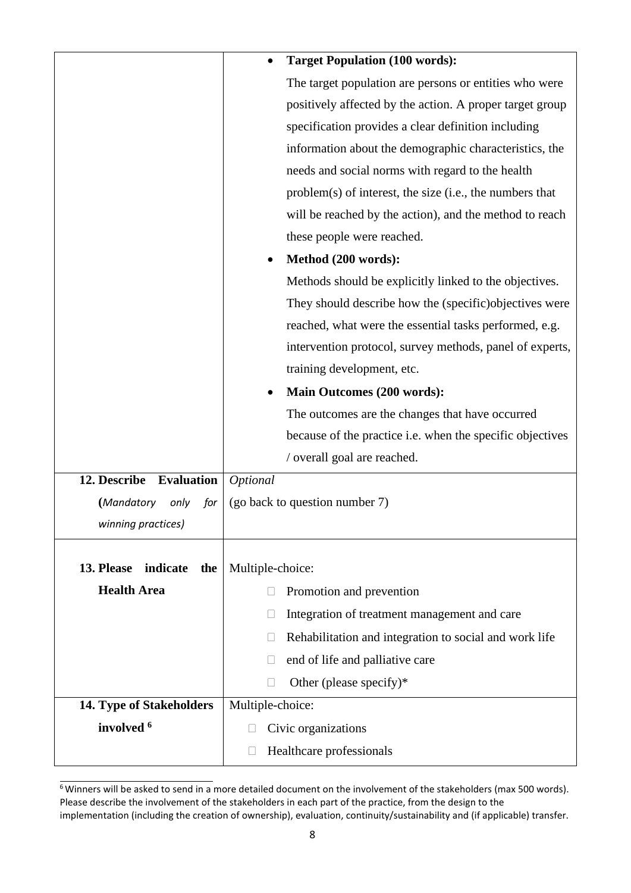| | |
|---|---|
| | • **Target Population (100 words):**<br>The target population are persons or entities who were positively affected by the action. A proper target group specification provides a clear definition including information about the demographic characteristics, the needs and social norms with regard to the health problem(s) of interest, the size (i.e., the numbers that will be reached by the action), and the method to reach these people were reached.<br>• **Method (200 words):**<br>Methods should be explicitly linked to the objectives. They should describe how the (specific)objectives were reached, what were the essential tasks performed, e.g. intervention protocol, survey methods, panel of experts, training development, etc.<br>• **Main Outcomes (200 words):**<br>The outcomes are the changes that have occurred because of the practice i.e. when the specific objectives / overall goal are reached. |
| **12. Describe Evaluation (***Mandatory only for winning practices)* | *Optional*<br>(go back to question number 7) |
| **13. Please indicate the Health Area** | Multiple-choice:<br>☐ Promotion and prevention<br>☐ Integration of treatment management and care<br>☐ Rehabilitation and integration to social and work life<br>☐ end of life and palliative care<br>☐ Other (please specify)* |
| **14. Type of Stakeholders involved** [6] | Multiple-choice:<br>☐ Civic organizations<br>☐ Healthcare professionals |

[6] Winners will be asked to send in a more detailed document on the involvement of the stakeholders (max 500 words). Please describe the involvement of the stakeholders in each part of the practice, from the design to the implementation (including the creation of ownership), evaluation, continuity/sustainability and (if applicable) transfer.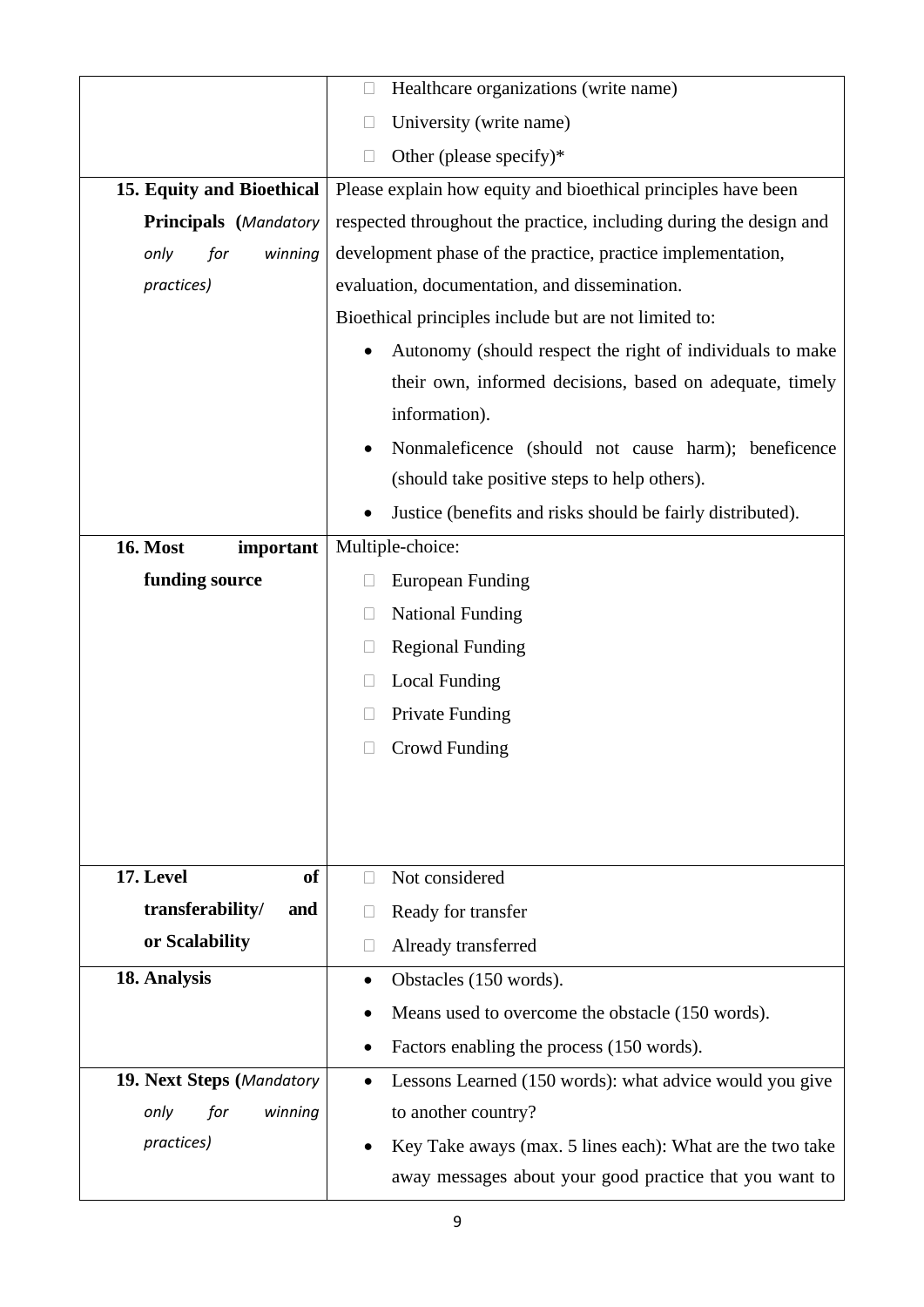| | |
|---|---|
| | ☐ Healthcare organizations (write name)<br>☐ University (write name)<br>☐ Other (please specify)* |
| **15. Equity and Bioethical Principals (***Mandatory only for winning practices)* | Please explain how equity and bioethical principles have been respected throughout the practice, including during the design and development phase of the practice, practice implementation, evaluation, documentation, and dissemination.<br>Bioethical principles include but are not limited to:<br>• Autonomy (should respect the right of individuals to make their own, informed decisions, based on adequate, timely information).<br>• Nonmaleficence (should not cause harm); beneficence (should take positive steps to help others).<br>• Justice (benefits and risks should be fairly distributed). |
| **16. Most important funding source** | Multiple-choice:<br>☐ European Funding<br>☐ National Funding<br>☐ Regional Funding<br>☐ Local Funding<br>☐ Private Funding<br>☐ Crowd Funding |
| **17. Level of transferability/ and or Scalability** | ☐ Not considered<br>☐ Ready for transfer<br>☐ Already transferred |
| **18. Analysis** | • Obstacles (150 words).<br>• Means used to overcome the obstacle (150 words).<br>• Factors enabling the process (150 words). |
| **19. Next Steps (***Mandatory only for winning practices)* | • Lessons Learned (150 words): what advice would you give to another country?<br>• Key Take aways (max. 5 lines each): What are the two take away messages about your good practice that you want to |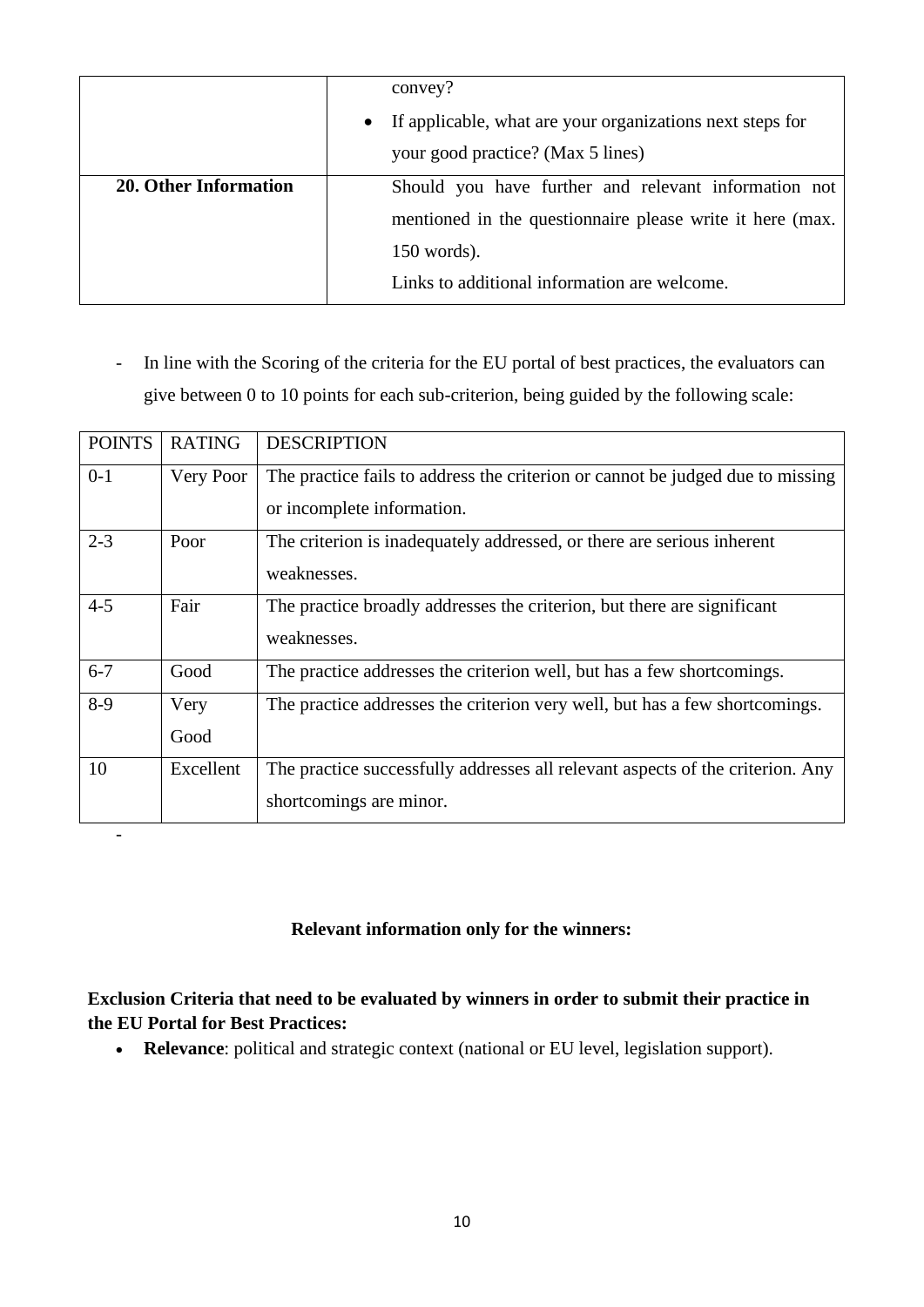| | |
|---|---|
| | convey?<br>• If applicable, what are your organizations next steps for your good practice? (Max 5 lines) |
| **20. Other Information** | Should you have further and relevant information not mentioned in the questionnaire please write it here (max. 150 words).<br>Links to additional information are welcome. |

- In line with the Scoring of the criteria for the EU portal of best practices, the evaluators can give between 0 to 10 points for each sub-criterion, being guided by the following scale:

| POINTS | RATING | DESCRIPTION |
|---|---|---|
| 0-1 | Very Poor | The practice fails to address the criterion or cannot be judged due to missing or incomplete information. |
| 2-3 | Poor | The criterion is inadequately addressed, or there are serious inherent weaknesses. |
| 4-5 | Fair | The practice broadly addresses the criterion, but there are significant weaknesses. |
| 6-7 | Good | The practice addresses the criterion well, but has a few shortcomings. |
| 8-9 | Very Good | The practice addresses the criterion very well, but has a few shortcomings. |
| 10 | Excellent | The practice successfully addresses all relevant aspects of the criterion. Any shortcomings are minor. |

-

**Relevant information only for the winners:**

**Exclusion Criteria that need to be evaluated by winners in order to submit their practice in the EU Portal for Best Practices:**

- **Relevance**: political and strategic context (national or EU level, legislation support).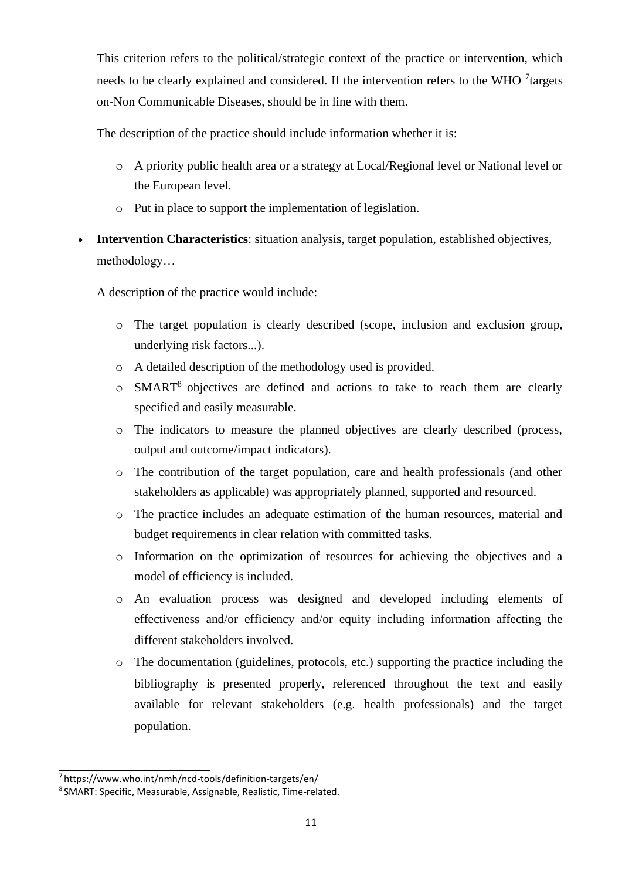This criterion refers to the political/strategic context of the practice or intervention, which needs to be clearly explained and considered. If the intervention refers to the WHO [7]targets on-Non Communicable Diseases, should be in line with them.

The description of the practice should include information whether it is:

- A priority public health area or a strategy at Local/Regional level or National level or the European level.
- Put in place to support the implementation of legislation.

- **Intervention Characteristics**: situation analysis, target population, established objectives, methodology…

  A description of the practice would include:

  - The target population is clearly described (scope, inclusion and exclusion group, underlying risk factors...).
  - A detailed description of the methodology used is provided.
  - SMART[8] objectives are defined and actions to take to reach them are clearly specified and easily measurable.
  - The indicators to measure the planned objectives are clearly described (process, output and outcome/impact indicators).
  - The contribution of the target population, care and health professionals (and other stakeholders as applicable) was appropriately planned, supported and resourced.
  - The practice includes an adequate estimation of the human resources, material and budget requirements in clear relation with committed tasks.
  - Information on the optimization of resources for achieving the objectives and a model of efficiency is included.
  - An evaluation process was designed and developed including elements of effectiveness and/or efficiency and/or equity including information affecting the different stakeholders involved.
  - The documentation (guidelines, protocols, etc.) supporting the practice including the bibliography is presented properly, referenced throughout the text and easily available for relevant stakeholders (e.g. health professionals) and the target population.

---

[7] https://www.who.int/nmh/ncd-tools/definition-targets/en/

[8] SMART: Specific, Measurable, Assignable, Realistic, Time-related.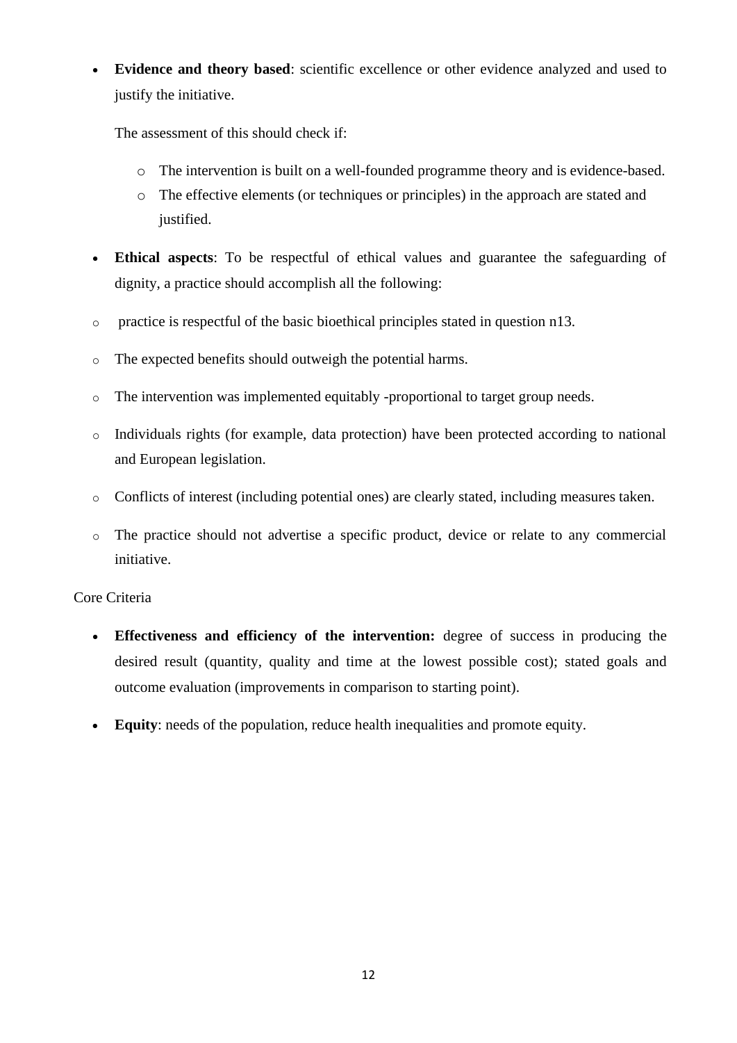- **Evidence and theory based**: scientific excellence or other evidence analyzed and used to justify the initiative.

  The assessment of this should check if:

  - The intervention is built on a well-founded programme theory and is evidence-based.
  - The effective elements (or techniques or principles) in the approach are stated and justified.

- **Ethical aspects**: To be respectful of ethical values and guarantee the safeguarding of dignity, a practice should accomplish all the following:

  - practice is respectful of the basic bioethical principles stated in question n13.
  - The expected benefits should outweigh the potential harms.
  - The intervention was implemented equitably -proportional to target group needs.
  - Individuals rights (for example, data protection) have been protected according to national and European legislation.
  - Conflicts of interest (including potential ones) are clearly stated, including measures taken.
  - The practice should not advertise a specific product, device or relate to any commercial initiative.

Core Criteria

- **Effectiveness and efficiency of the intervention:** degree of success in producing the desired result (quantity, quality and time at the lowest possible cost); stated goals and outcome evaluation (improvements in comparison to starting point).
- **Equity**: needs of the population, reduce health inequalities and promote equity.